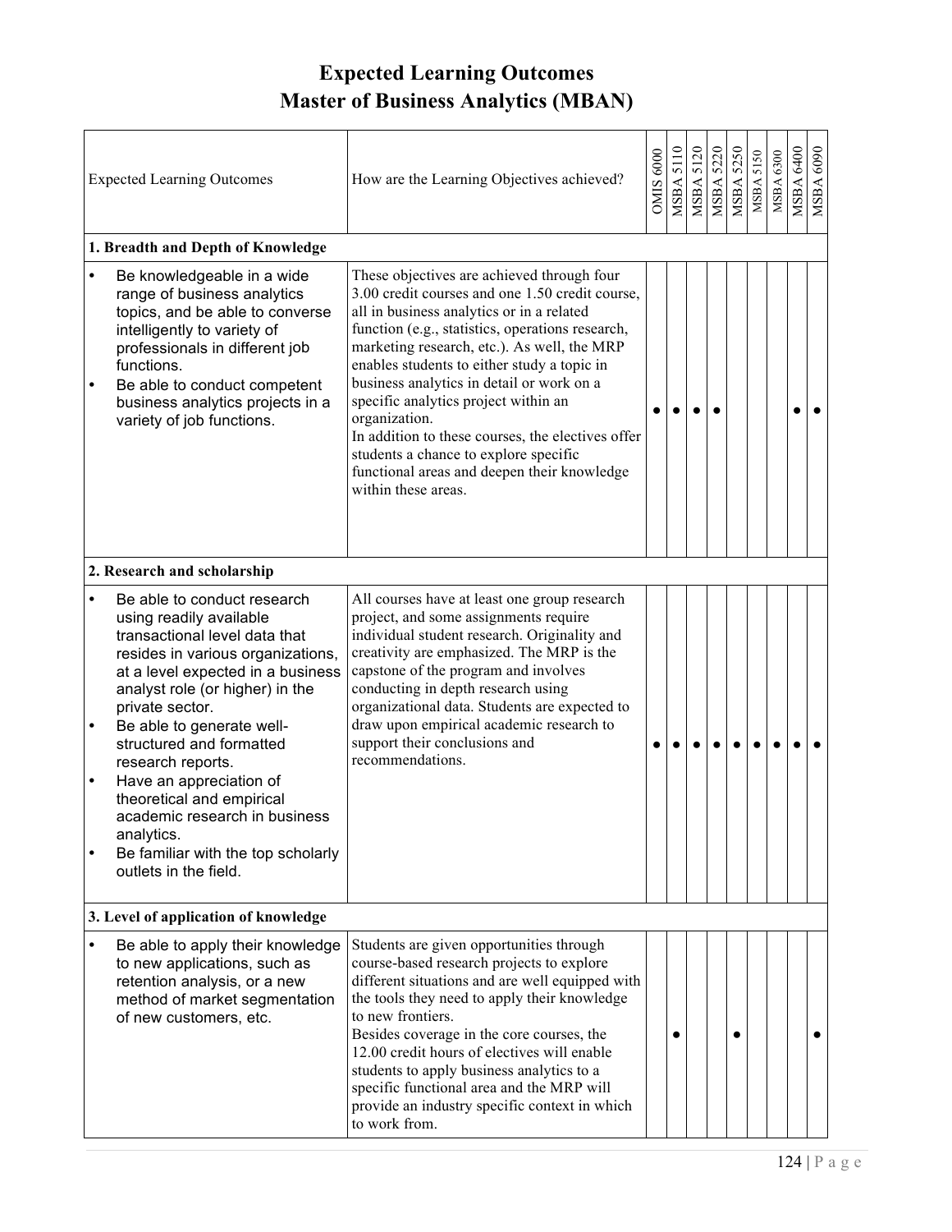# Expected Learning Outcomes
# Master of Business Analytics (MBAN)

| Expected Learning Outcomes | How are the Learning Objectives achieved? | OMIS 6000 | MSBA 5110 | MSBA 5120 | MSBA 5220 | MSBA 5250 | MSBA 5150 | MSBA 6300 | MSBA 6400 | MSBA 6090 |
|---|---|---|---|---|---|---|---|---|---|---|
| **1. Breadth and Depth of Knowledge** | | | | | | | | | | |
| • Be knowledgeable in a wide range of business analytics topics, and be able to converse intelligently to variety of professionals in different job functions.<br>• Be able to conduct competent business analytics projects in a variety of job functions. | These objectives are achieved through four 3.00 credit courses and one 1.50 credit course, all in business analytics or in a related function (e.g., statistics, operations research, marketing research, etc.). As well, the MRP enables students to either study a topic in business analytics in detail or work on a specific analytics project within an organization.<br>In addition to these courses, the electives offer students a chance to explore specific functional areas and deepen their knowledge within these areas. | ● | ● | ● | ● | | | | ● | ● |
| **2. Research and scholarship** | | | | | | | | | | |
| • Be able to conduct research using readily available transactional level data that resides in various organizations, at a level expected in a business analyst role (or higher) in the private sector.<br>• Be able to generate well-structured and formatted research reports.<br>• Have an appreciation of theoretical and empirical academic research in business analytics.<br>• Be familiar with the top scholarly outlets in the field. | All courses have at least one group research project, and some assignments require individual student research. Originality and creativity are emphasized. The MRP is the capstone of the program and involves conducting in depth research using organizational data. Students are expected to draw upon empirical academic research to support their conclusions and recommendations. | ● | ● | ● | ● | ● | ● | ● | ● | ● |
| **3. Level of application of knowledge** | | | | | | | | | | |
| • Be able to apply their knowledge to new applications, such as retention analysis, or a new method of market segmentation of new customers, etc. | Students are given opportunities through course-based research projects to explore different situations and are well equipped with the tools they need to apply their knowledge to new frontiers.<br>Besides coverage in the core courses, the 12.00 credit hours of electives will enable students to apply business analytics to a specific functional area and the MRP will provide an industry specific context in which to work from. | | ● | | | ● | | | | ● |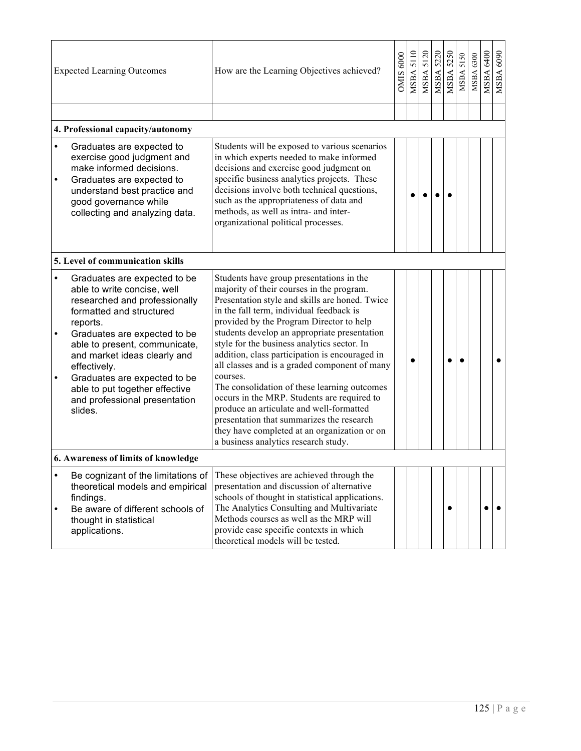| Expected Learning Outcomes | How are the Learning Objectives achieved? | OMIS 6000 | MSBA 5110 | MSBA 5120 | MSBA 5220 | MSBA 5250 | MSBA 5150 | MSBA 6300 | MSBA 6400 | MSBA 6090 |
|---|---|---|---|---|---|---|---|---|---|---|
| | | | | | | | | | | |
| **4. Professional capacity/autonomy** | | | | | | | | | | |
| • Graduates are expected to exercise good judgment and make informed decisions.<br>• Graduates are expected to understand best practice and good governance while collecting and analyzing data. | Students will be exposed to various scenarios in which experts needed to make informed decisions and exercise good judgment on specific business analytics projects. These decisions involve both technical questions, such as the appropriateness of data and methods, as well as intra- and inter-organizational political processes. | | ● | ● | ● | ● | | | | |
| **5. Level of communication skills** | | | | | | | | | | |
| • Graduates are expected to be able to write concise, well researched and professionally formatted and structured reports.<br>• Graduates are expected to be able to present, communicate, and market ideas clearly and effectively.<br>• Graduates are expected to be able to put together effective and professional presentation slides. | Students have group presentations in the majority of their courses in the program. Presentation style and skills are honed. Twice in the fall term, individual feedback is provided by the Program Director to help students develop an appropriate presentation style for the business analytics sector. In addition, class participation is encouraged in all classes and is a graded component of many courses.<br>The consolidation of these learning outcomes occurs in the MRP. Students are required to produce an articulate and well-formatted presentation that summarizes the research they have completed at an organization or on a business analytics research study. | | ● | | | ● | ● | | | ● |
| **6. Awareness of limits of knowledge** | | | | | | | | | | |
| • Be cognizant of the limitations of theoretical models and empirical findings.<br>• Be aware of different schools of thought in statistical applications. | These objectives are achieved through the presentation and discussion of alternative schools of thought in statistical applications. The Analytics Consulting and Multivariate Methods courses as well as the MRP will provide case specific contexts in which theoretical models will be tested. | | | | | ● | | | ● | ● |